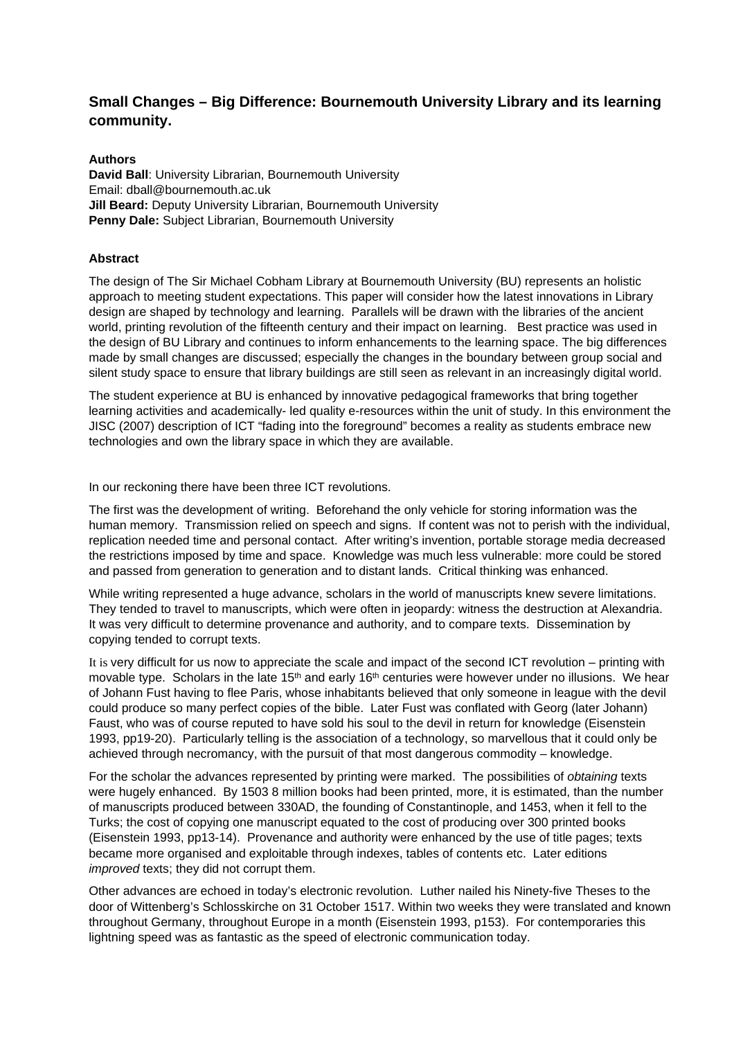# Small Changes – Big Difference: Bournemouth University Library and its learning community.

**Authors**
**David Ball**: University Librarian, Bournemouth University
Email: dball@bournemouth.ac.uk
**Jill Beard:** Deputy University Librarian, Bournemouth University
**Penny Dale:** Subject Librarian, Bournemouth University

**Abstract**

The design of The Sir Michael Cobham Library at Bournemouth University (BU) represents an holistic approach to meeting student expectations. This paper will consider how the latest innovations in Library design are shaped by technology and learning. Parallels will be drawn with the libraries of the ancient world, printing revolution of the fifteenth century and their impact on learning. Best practice was used in the design of BU Library and continues to inform enhancements to the learning space. The big differences made by small changes are discussed; especially the changes in the boundary between group social and silent study space to ensure that library buildings are still seen as relevant in an increasingly digital world.

The student experience at BU is enhanced by innovative pedagogical frameworks that bring together learning activities and academically- led quality e-resources within the unit of study. In this environment the JISC (2007) description of ICT "fading into the foreground" becomes a reality as students embrace new technologies and own the library space in which they are available.

In our reckoning there have been three ICT revolutions.

The first was the development of writing. Beforehand the only vehicle for storing information was the human memory. Transmission relied on speech and signs. If content was not to perish with the individual, replication needed time and personal contact. After writing's invention, portable storage media decreased the restrictions imposed by time and space. Knowledge was much less vulnerable: more could be stored and passed from generation to generation and to distant lands. Critical thinking was enhanced.

While writing represented a huge advance, scholars in the world of manuscripts knew severe limitations. They tended to travel to manuscripts, which were often in jeopardy: witness the destruction at Alexandria. It was very difficult to determine provenance and authority, and to compare texts. Dissemination by copying tended to corrupt texts.

It is very difficult for us now to appreciate the scale and impact of the second ICT revolution – printing with movable type. Scholars in the late 15th and early 16th centuries were however under no illusions. We hear of Johann Fust having to flee Paris, whose inhabitants believed that only someone in league with the devil could produce so many perfect copies of the bible. Later Fust was conflated with Georg (later Johann) Faust, who was of course reputed to have sold his soul to the devil in return for knowledge (Eisenstein 1993, pp19-20). Particularly telling is the association of a technology, so marvellous that it could only be achieved through necromancy, with the pursuit of that most dangerous commodity – knowledge.

For the scholar the advances represented by printing were marked. The possibilities of *obtaining* texts were hugely enhanced. By 1503 8 million books had been printed, more, it is estimated, than the number of manuscripts produced between 330AD, the founding of Constantinople, and 1453, when it fell to the Turks; the cost of copying one manuscript equated to the cost of producing over 300 printed books (Eisenstein 1993, pp13-14). Provenance and authority were enhanced by the use of title pages; texts became more organised and exploitable through indexes, tables of contents etc. Later editions *improved* texts; they did not corrupt them.

Other advances are echoed in today's electronic revolution. Luther nailed his Ninety-five Theses to the door of Wittenberg's Schlosskirche on 31 October 1517. Within two weeks they were translated and known throughout Germany, throughout Europe in a month (Eisenstein 1993, p153). For contemporaries this lightning speed was as fantastic as the speed of electronic communication today.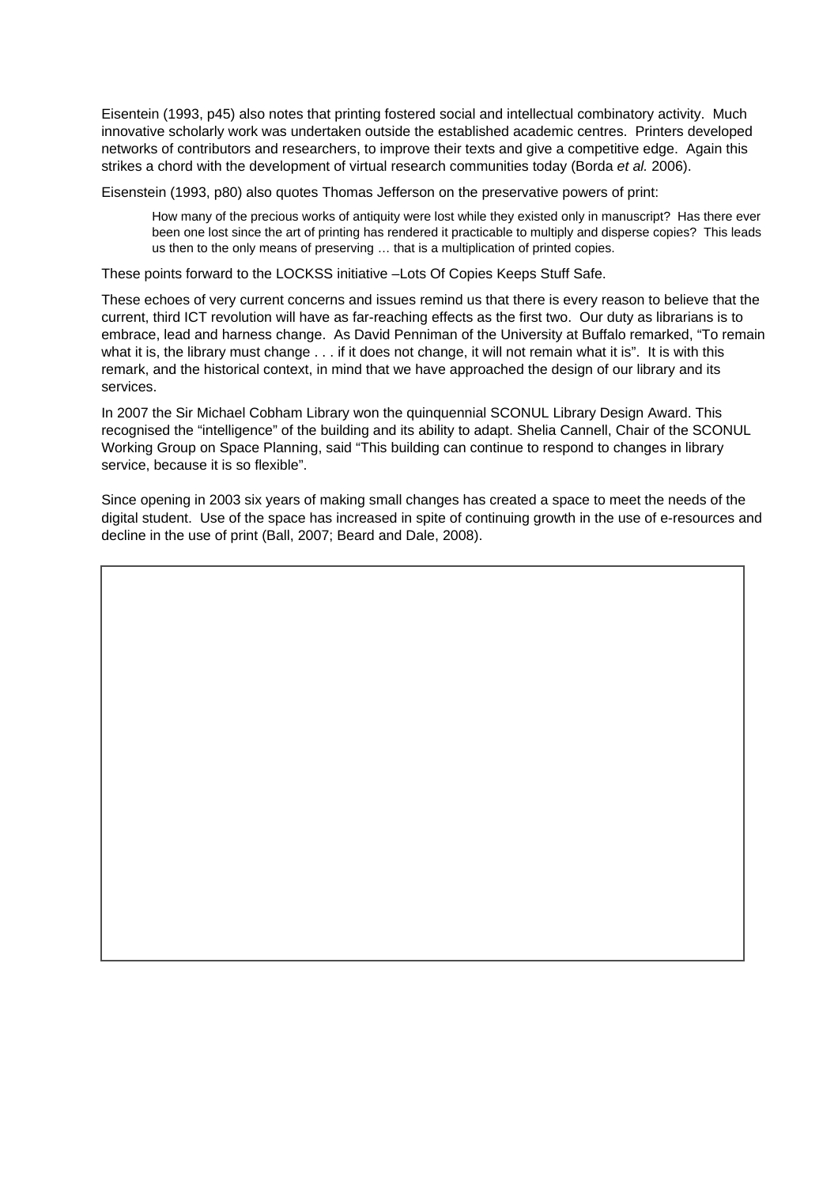Eisentein (1993, p45) also notes that printing fostered social and intellectual combinatory activity. Much innovative scholarly work was undertaken outside the established academic centres. Printers developed networks of contributors and researchers, to improve their texts and give a competitive edge. Again this strikes a chord with the development of virtual research communities today (Borda *et al.* 2006).

Eisenstein (1993, p80) also quotes Thomas Jefferson on the preservative powers of print:

> How many of the precious works of antiquity were lost while they existed only in manuscript? Has there ever been one lost since the art of printing has rendered it practicable to multiply and disperse copies? This leads us then to the only means of preserving … that is a multiplication of printed copies.

These points forward to the LOCKSS initiative –Lots Of Copies Keeps Stuff Safe.

These echoes of very current concerns and issues remind us that there is every reason to believe that the current, third ICT revolution will have as far-reaching effects as the first two. Our duty as librarians is to embrace, lead and harness change. As David Penniman of the University at Buffalo remarked, "To remain what it is, the library must change . . . if it does not change, it will not remain what it is". It is with this remark, and the historical context, in mind that we have approached the design of our library and its services.

In 2007 the Sir Michael Cobham Library won the quinquennial SCONUL Library Design Award. This recognised the "intelligence" of the building and its ability to adapt. Shelia Cannell, Chair of the SCONUL Working Group on Space Planning, said "This building can continue to respond to changes in library service, because it is so flexible".

Since opening in 2003 six years of making small changes has created a space to meet the needs of the digital student. Use of the space has increased in spite of continuing growth in the use of e-resources and decline in the use of print (Ball, 2007; Beard and Dale, 2008).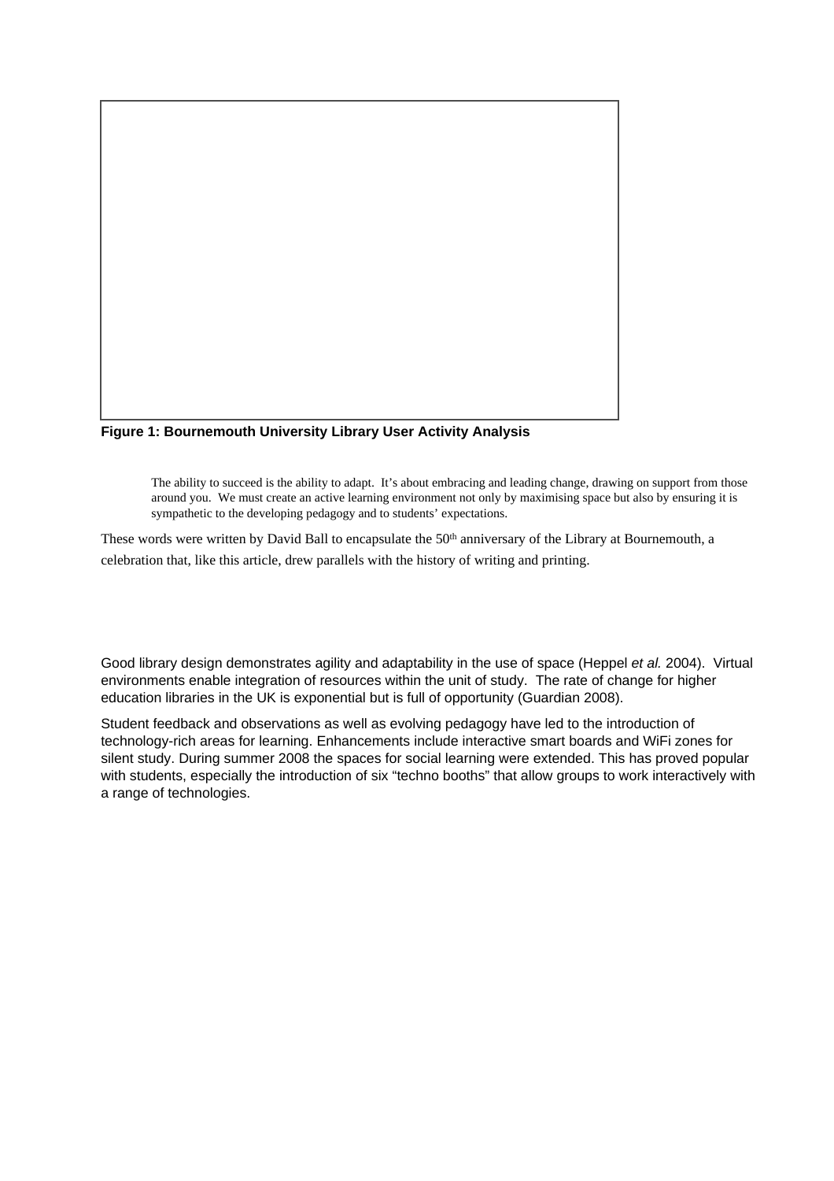**Figure 1: Bournemouth University Library User Activity Analysis**

> The ability to succeed is the ability to adapt. It's about embracing and leading change, drawing on support from those around you. We must create an active learning environment not only by maximising space but also by ensuring it is sympathetic to the developing pedagogy and to students' expectations.

These words were written by David Ball to encapsulate the 50th anniversary of the Library at Bournemouth, a celebration that, like this article, drew parallels with the history of writing and printing.

Good library design demonstrates agility and adaptability in the use of space (Heppel *et al.* 2004). Virtual environments enable integration of resources within the unit of study. The rate of change for higher education libraries in the UK is exponential but is full of opportunity (Guardian 2008).

Student feedback and observations as well as evolving pedagogy have led to the introduction of technology-rich areas for learning. Enhancements include interactive smart boards and WiFi zones for silent study. During summer 2008 the spaces for social learning were extended. This has proved popular with students, especially the introduction of six "techno booths" that allow groups to work interactively with a range of technologies.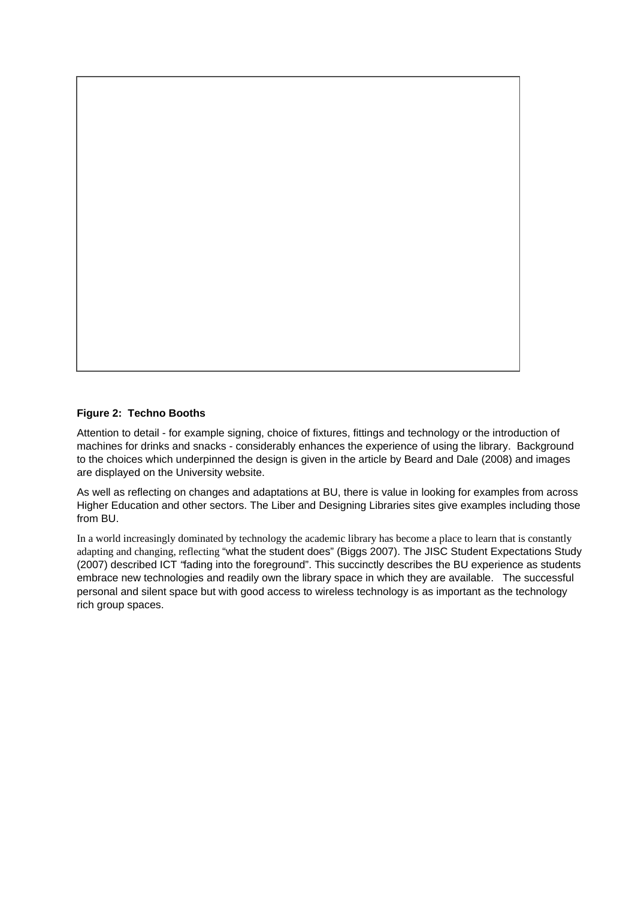**Figure 2: Techno Booths**

Attention to detail - for example signing, choice of fixtures, fittings and technology or the introduction of machines for drinks and snacks - considerably enhances the experience of using the library. Background to the choices which underpinned the design is given in the article by Beard and Dale (2008) and images are displayed on the University website.

As well as reflecting on changes and adaptations at BU, there is value in looking for examples from across Higher Education and other sectors. The Liber and Designing Libraries sites give examples including those from BU.

In a world increasingly dominated by technology the academic library has become a place to learn that is constantly adapting and changing, reflecting "what the student does" (Biggs 2007). The JISC Student Expectations Study (2007) described ICT "fading into the foreground". This succinctly describes the BU experience as students embrace new technologies and readily own the library space in which they are available. The successful personal and silent space but with good access to wireless technology is as important as the technology rich group spaces.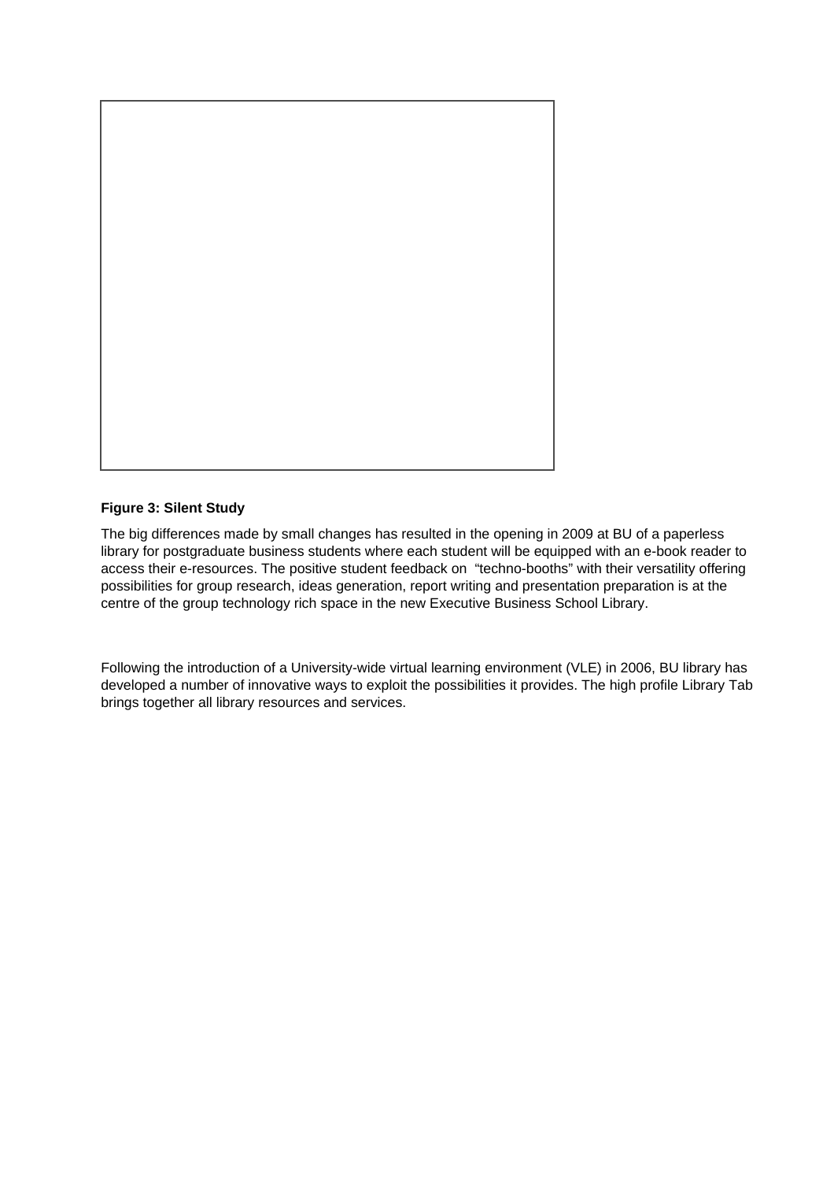**Figure 3: Silent Study**

The big differences made by small changes has resulted in the opening in 2009 at BU of a paperless library for postgraduate business students where each student will be equipped with an e-book reader to access their e-resources. The positive student feedback on "techno-booths" with their versatility offering possibilities for group research, ideas generation, report writing and presentation preparation is at the centre of the group technology rich space in the new Executive Business School Library.

Following the introduction of a University-wide virtual learning environment (VLE) in 2006, BU library has developed a number of innovative ways to exploit the possibilities it provides. The high profile Library Tab brings together all library resources and services.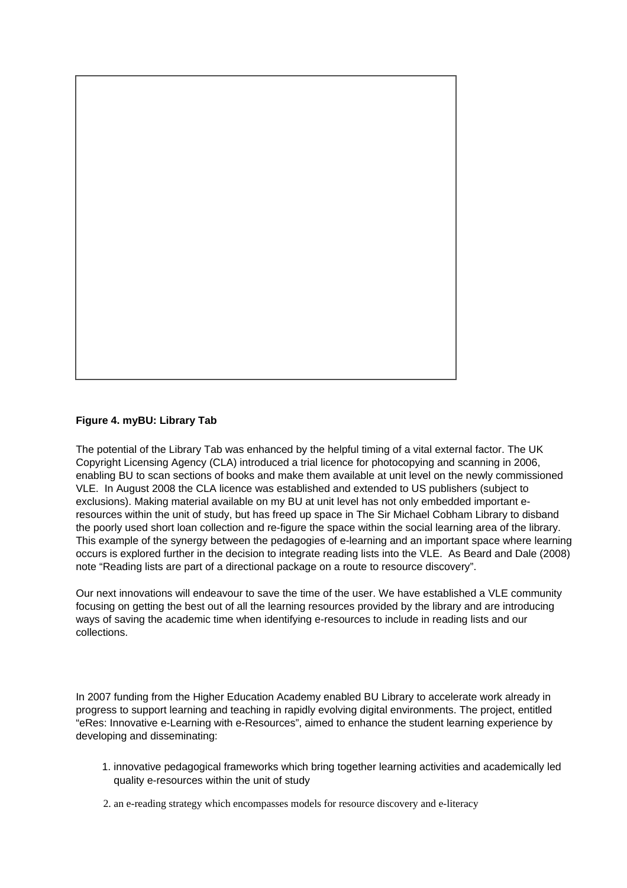**Figure 4. myBU: Library Tab**

The potential of the Library Tab was enhanced by the helpful timing of a vital external factor. The UK Copyright Licensing Agency (CLA) introduced a trial licence for photocopying and scanning in 2006, enabling BU to scan sections of books and make them available at unit level on the newly commissioned VLE. In August 2008 the CLA licence was established and extended to US publishers (subject to exclusions). Making material available on my BU at unit level has not only embedded important e-resources within the unit of study, but has freed up space in The Sir Michael Cobham Library to disband the poorly used short loan collection and re-figure the space within the social learning area of the library. This example of the synergy between the pedagogies of e-learning and an important space where learning occurs is explored further in the decision to integrate reading lists into the VLE. As Beard and Dale (2008) note "Reading lists are part of a directional package on a route to resource discovery".

Our next innovations will endeavour to save the time of the user. We have established a VLE community focusing on getting the best out of all the learning resources provided by the library and are introducing ways of saving the academic time when identifying e-resources to include in reading lists and our collections.

In 2007 funding from the Higher Education Academy enabled BU Library to accelerate work already in progress to support learning and teaching in rapidly evolving digital environments. The project, entitled "eRes: Innovative e-Learning with e-Resources", aimed to enhance the student learning experience by developing and disseminating:

1. innovative pedagogical frameworks which bring together learning activities and academically led quality e-resources within the unit of study
2. an e-reading strategy which encompasses models for resource discovery and e-literacy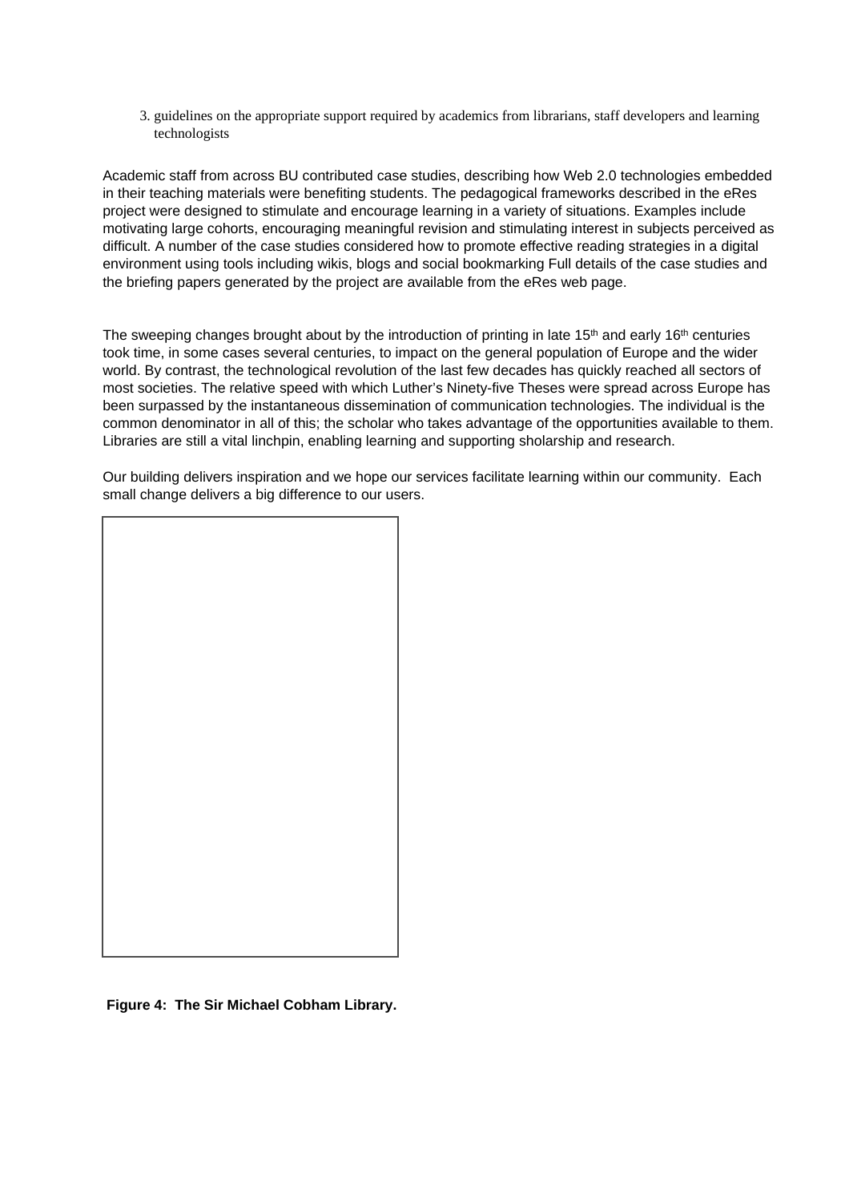3. guidelines on the appropriate support required by academics from librarians, staff developers and learning technologists

Academic staff from across BU contributed case studies, describing how Web 2.0 technologies embedded in their teaching materials were benefiting students. The pedagogical frameworks described in the eRes project were designed to stimulate and encourage learning in a variety of situations. Examples include motivating large cohorts, encouraging meaningful revision and stimulating interest in subjects perceived as difficult. A number of the case studies considered how to promote effective reading strategies in a digital environment using tools including wikis, blogs and social bookmarking Full details of the case studies and the briefing papers generated by the project are available from the eRes web page.

The sweeping changes brought about by the introduction of printing in late 15th and early 16th centuries took time, in some cases several centuries, to impact on the general population of Europe and the wider world. By contrast, the technological revolution of the last few decades has quickly reached all sectors of most societies. The relative speed with which Luther's Ninety-five Theses were spread across Europe has been surpassed by the instantaneous dissemination of communication technologies. The individual is the common denominator in all of this; the scholar who takes advantage of the opportunities available to them. Libraries are still a vital linchpin, enabling learning and supporting sholarship and research.

Our building delivers inspiration and we hope our services facilitate learning within our community. Each small change delivers a big difference to our users.

**Figure 4: The Sir Michael Cobham Library.**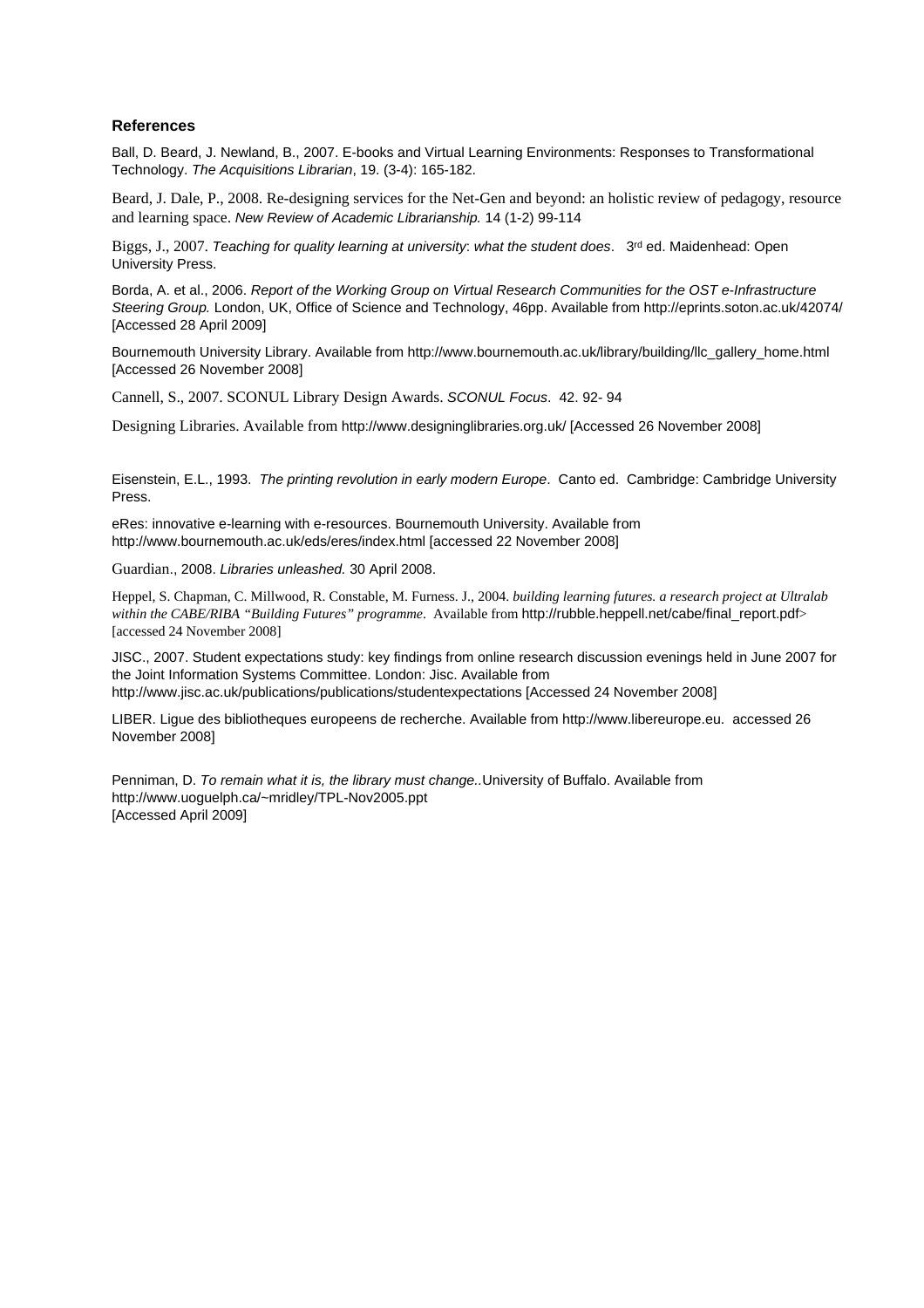## References

Ball, D. Beard, J. Newland, B., 2007. E-books and Virtual Learning Environments: Responses to Transformational Technology. *The Acquisitions Librarian*, 19. (3-4): 165-182.

Beard, J. Dale, P., 2008. Re-designing services for the Net-Gen and beyond: an holistic review of pedagogy, resource and learning space. *New Review of Academic Librarianship.* 14 (1-2) 99-114

Biggs, J., 2007. *Teaching for quality learning at university*: *what the student does*. 3rd ed. Maidenhead: Open University Press.

Borda, A. et al., 2006. *Report of the Working Group on Virtual Research Communities for the OST e-Infrastructure Steering Group.* London, UK, Office of Science and Technology, 46pp. Available from http://eprints.soton.ac.uk/42074/ [Accessed 28 April 2009]

Bournemouth University Library. Available from http://www.bournemouth.ac.uk/library/building/llc_gallery_home.html [Accessed 26 November 2008]

Cannell, S., 2007. SCONUL Library Design Awards. *SCONUL Focus*. 42. 92- 94

Designing Libraries. Available from http://www.designinglibraries.org.uk/ [Accessed 26 November 2008]

Eisenstein, E.L., 1993. *The printing revolution in early modern Europe*. Canto ed. Cambridge: Cambridge University Press.

eRes: innovative e-learning with e-resources. Bournemouth University. Available from http://www.bournemouth.ac.uk/eds/eres/index.html [accessed 22 November 2008]

Guardian., 2008. *Libraries unleashed.* 30 April 2008.

Heppel, S. Chapman, C. Millwood, R. Constable, M. Furness. J., 2004. *building learning futures. a research project at Ultralab within the CABE/RIBA "Building Futures" programme*. Available from http://rubble.heppell.net/cabe/final_report.pdf> [accessed 24 November 2008]

JISC., 2007. Student expectations study: key findings from online research discussion evenings held in June 2007 for the Joint Information Systems Committee. London: Jisc. Available from http://www.jisc.ac.uk/publications/publications/studentexpectations [Accessed 24 November 2008]

LIBER. Ligue des bibliotheques europeens de recherche. Available from http://www.libereurope.eu. accessed 26 November 2008]

Penniman, D. *To remain what it is, the library must change.*.University of Buffalo. Available from http://www.uoguelph.ca/~mridley/TPL-Nov2005.ppt [Accessed April 2009]